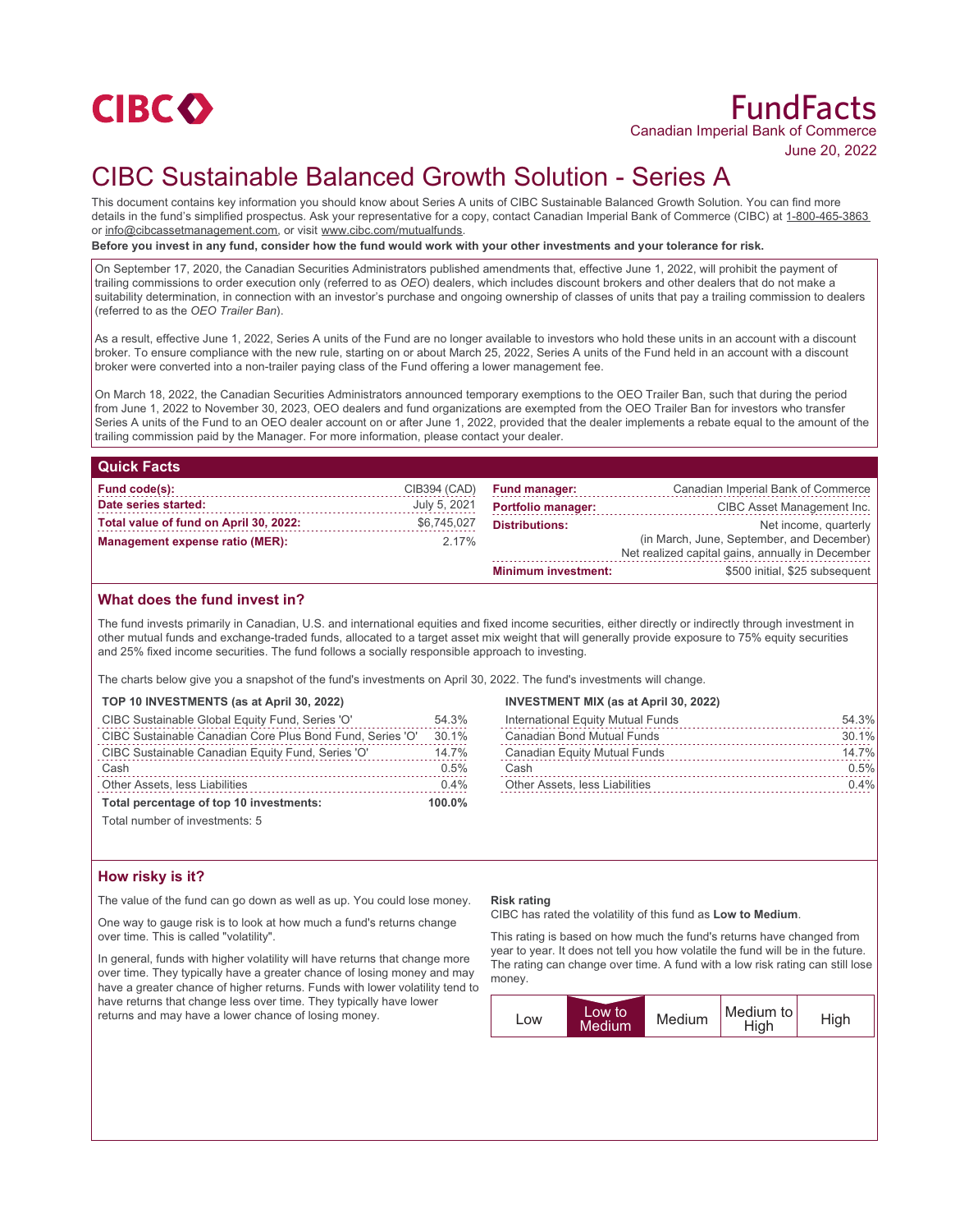CIBC

# FundFacts

Canadian Imperial Bank of Commerce

June 20, 2022

# CIBC Sustainable Balanced Growth Solution - Series A

This document contains key information you should know about Series A units of CIBC Sustainable Balanced Growth Solution. You can find more details in the fund's simplified prospectus. Ask your representative for a copy, contact Canadian Imperial Bank of Commerce (CIBC) at 1-800-465-3863 or info@cibcassetmanagement.com, or visit www.cibc.com/mutualfunds.

**Before you invest in any fund, consider how the fund would work with your other investments and your tolerance for risk.**

On September 17, 2020, the Canadian Securities Administrators published amendments that, effective June 1, 2022, will prohibit the payment of trailing commissions to order execution only (referred to as *OEO*) dealers, which includes discount brokers and other dealers that do not make a suitability determination, in connection with an investor's purchase and ongoing ownership of classes of units that pay a trailing commission to dealers (referred to as the *OEO Trailer Ban*).

As a result, effective June 1, 2022, Series A units of the Fund are no longer available to investors who hold these units in an account with a discount broker. To ensure compliance with the new rule, starting on or about March 25, 2022, Series A units of the Fund held in an account with a discount broker were converted into a non-trailer paying class of the Fund offering a lower management fee.

On March 18, 2022, the Canadian Securities Administrators announced temporary exemptions to the OEO Trailer Ban, such that during the period from June 1, 2022 to November 30, 2023, OEO dealers and fund organizations are exempted from the OEO Trailer Ban for investors who transfer Series A units of the Fund to an OEO dealer account on or after June 1, 2022, provided that the dealer implements a rebate equal to the amount of the trailing commission paid by the Manager. For more information, please contact your dealer.

## Quick Facts

| | |
|---|---|
| **Fund code(s):** | CIB394 (CAD) |
| **Date series started:** | July 5, 2021 |
| **Total value of fund on April 30, 2022:** | $6,745,027 |
| **Management expense ratio (MER):** | 2.17% |
| **Fund manager:** | Canadian Imperial Bank of Commerce |
| **Portfolio manager:** | CIBC Asset Management Inc. |
| **Distributions:** | Net income, quarterly (in March, June, September, and December) Net realized capital gains, annually in December |
| **Minimum investment:** | $500 initial, $25 subsequent |

## What does the fund invest in?

The fund invests primarily in Canadian, U.S. and international equities and fixed income securities, either directly or indirectly through investment in other mutual funds and exchange-traded funds, allocated to a target asset mix weight that will generally provide exposure to 75% equity securities and 25% fixed income securities. The fund follows a socially responsible approach to investing.

The charts below give you a snapshot of the fund's investments on April 30, 2022. The fund's investments will change.

**TOP 10 INVESTMENTS (as at April 30, 2022)**

| | |
|---|---|
| CIBC Sustainable Global Equity Fund, Series 'O' | 54.3% |
| CIBC Sustainable Canadian Core Plus Bond Fund, Series 'O' | 30.1% |
| CIBC Sustainable Canadian Equity Fund, Series 'O' | 14.7% |
| Cash | 0.5% |
| Other Assets, less Liabilities | 0.4% |
| **Total percentage of top 10 investments:** | **100.0%** |

Total number of investments: 5

**INVESTMENT MIX (as at April 30, 2022)**

| | |
|---|---|
| International Equity Mutual Funds | 54.3% |
| Canadian Bond Mutual Funds | 30.1% |
| Canadian Equity Mutual Funds | 14.7% |
| Cash | 0.5% |
| Other Assets, less Liabilities | 0.4% |

## How risky is it?

The value of the fund can go down as well as up. You could lose money.

One way to gauge risk is to look at how much a fund's returns change over time. This is called "volatility".

In general, funds with higher volatility will have returns that change more over time. They typically have a greater chance of losing money and may have a greater chance of higher returns. Funds with lower volatility tend to have returns that change less over time. They typically have lower returns and may have a lower chance of losing money.

**Risk rating**

CIBC has rated the volatility of this fund as **Low to Medium**.

This rating is based on how much the fund's returns have changed from year to year. It does not tell you how volatile the fund will be in the future. The rating can change over time. A fund with a low risk rating can still lose money.

| Low | **Low to Medium** | Medium | Medium to High | High |
|---|---|---|---|---|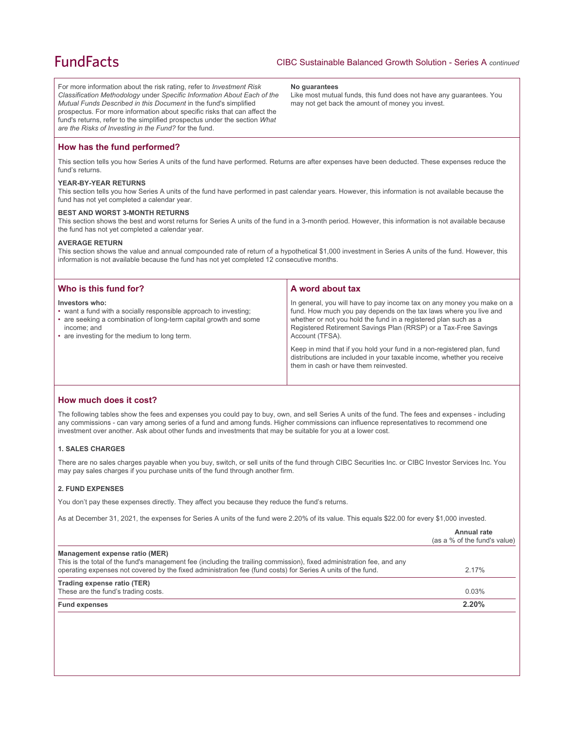For more information about the risk rating, refer to *Investment Risk Classification Methodology* under *Specific Information About Each of the Mutual Funds Described in this Document* in the fund's simplified prospectus. For more information about specific risks that can affect the fund's returns, refer to the simplified prospectus under the section *What are the Risks of Investing in the Fund?* for the fund.

**No guarantees**

Like most mutual funds, this fund does not have any guarantees. You may not get back the amount of money you invest.

## How has the fund performed?

This section tells you how Series A units of the fund have performed. Returns are after expenses have been deducted. These expenses reduce the fund's returns.

**YEAR-BY-YEAR RETURNS**

This section tells you how Series A units of the fund have performed in past calendar years. However, this information is not available because the fund has not yet completed a calendar year.

**BEST AND WORST 3-MONTH RETURNS**

This section shows the best and worst returns for Series A units of the fund in a 3-month period. However, this information is not available because the fund has not yet completed a calendar year.

**AVERAGE RETURN**

This section shows the value and annual compounded rate of return of a hypothetical $1,000 investment in Series A units of the fund. However, this information is not available because the fund has not yet completed 12 consecutive months.

## Who is this fund for?

**Investors who:**

- want a fund with a socially responsible approach to investing;
- are seeking a combination of long-term capital growth and some income; and
- are investing for the medium to long term.

## A word about tax

In general, you will have to pay income tax on any money you make on a fund. How much you pay depends on the tax laws where you live and whether or not you hold the fund in a registered plan such as a Registered Retirement Savings Plan (RRSP) or a Tax-Free Savings Account (TFSA).

Keep in mind that if you hold your fund in a non-registered plan, fund distributions are included in your taxable income, whether you receive them in cash or have them reinvested.

## How much does it cost?

The following tables show the fees and expenses you could pay to buy, own, and sell Series A units of the fund. The fees and expenses - including any commissions - can vary among series of a fund and among funds. Higher commissions can influence representatives to recommend one investment over another. Ask about other funds and investments that may be suitable for you at a lower cost.

**1. SALES CHARGES**

There are no sales charges payable when you buy, switch, or sell units of the fund through CIBC Securities Inc. or CIBC Investor Services Inc. You may pay sales charges if you purchase units of the fund through another firm.

**2. FUND EXPENSES**

You don't pay these expenses directly. They affect you because they reduce the fund's returns.

As at December 31, 2021, the expenses for Series A units of the fund were 2.20% of its value. This equals $22.00 for every $1,000 invested.

| | Annual rate (as a % of the fund's value) |
|---|---|
| **Management expense ratio (MER)**<br>This is the total of the fund's management fee (including the trailing commission), fixed administration fee, and any operating expenses not covered by the fixed administration fee (fund costs) for Series A units of the fund. | 2.17% |
| **Trading expense ratio (TER)**<br>These are the fund's trading costs. | 0.03% |
| **Fund expenses** | **2.20%** |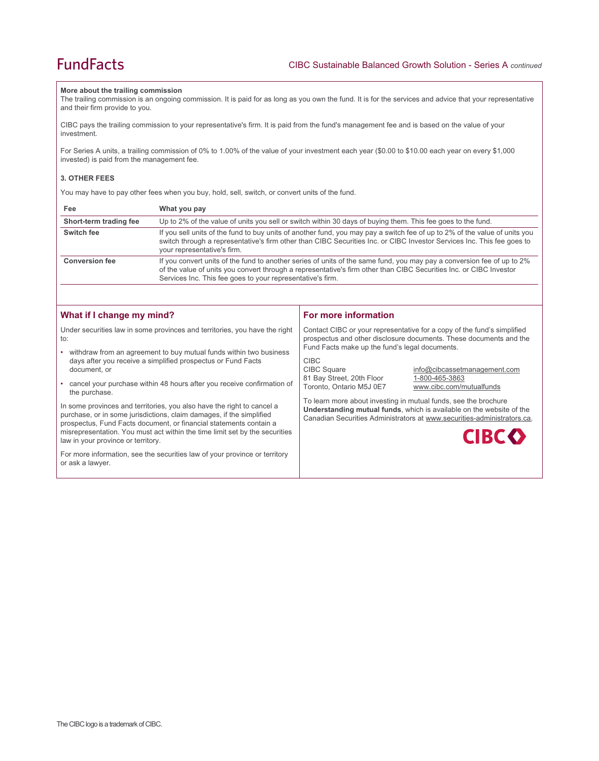**More about the trailing commission**

The trailing commission is an ongoing commission. It is paid for as long as you own the fund. It is for the services and advice that your representative and their firm provide to you.

CIBC pays the trailing commission to your representative's firm. It is paid from the fund's management fee and is based on the value of your investment.

For Series A units, a trailing commission of 0% to 1.00% of the value of your investment each year ($0.00 to $10.00 each year on every $1,000 invested) is paid from the management fee.

**3. OTHER FEES**

You may have to pay other fees when you buy, hold, sell, switch, or convert units of the fund.

| Fee | What you pay |
|---|---|
| **Short-term trading fee** | Up to 2% of the value of units you sell or switch within 30 days of buying them. This fee goes to the fund. |
| **Switch fee** | If you sell units of the fund to buy units of another fund, you may pay a switch fee of up to 2% of the value of units you switch through a representative's firm other than CIBC Securities Inc. or CIBC Investor Services Inc. This fee goes to your representative's firm. |
| **Conversion fee** | If you convert units of the fund to another series of units of the same fund, you may pay a conversion fee of up to 2% of the value of units you convert through a representative's firm other than CIBC Securities Inc. or CIBC Investor Services Inc. This fee goes to your representative's firm. |

## What if I change my mind?

Under securities law in some provinces and territories, you have the right to:

- withdraw from an agreement to buy mutual funds within two business days after you receive a simplified prospectus or Fund Facts document, or
- cancel your purchase within 48 hours after you receive confirmation of the purchase.

In some provinces and territories, you also have the right to cancel a purchase, or in some jurisdictions, claim damages, if the simplified prospectus, Fund Facts document, or financial statements contain a misrepresentation. You must act within the time limit set by the securities law in your province or territory.

For more information, see the securities law of your province or territory or ask a lawyer.

## For more information

Contact CIBC or your representative for a copy of the fund's simplified prospectus and other disclosure documents. These documents and the Fund Facts make up the fund's legal documents.

CIBC
CIBC Square
81 Bay Street, 20th Floor
Toronto, Ontario M5J 0E7

info@cibcassetmanagement.com
1-800-465-3863
www.cibc.com/mutualfunds

To learn more about investing in mutual funds, see the brochure **Understanding mutual funds**, which is available on the website of the Canadian Securities Administrators at www.securities-administrators.ca.

The CIBC logo is a trademark of CIBC.